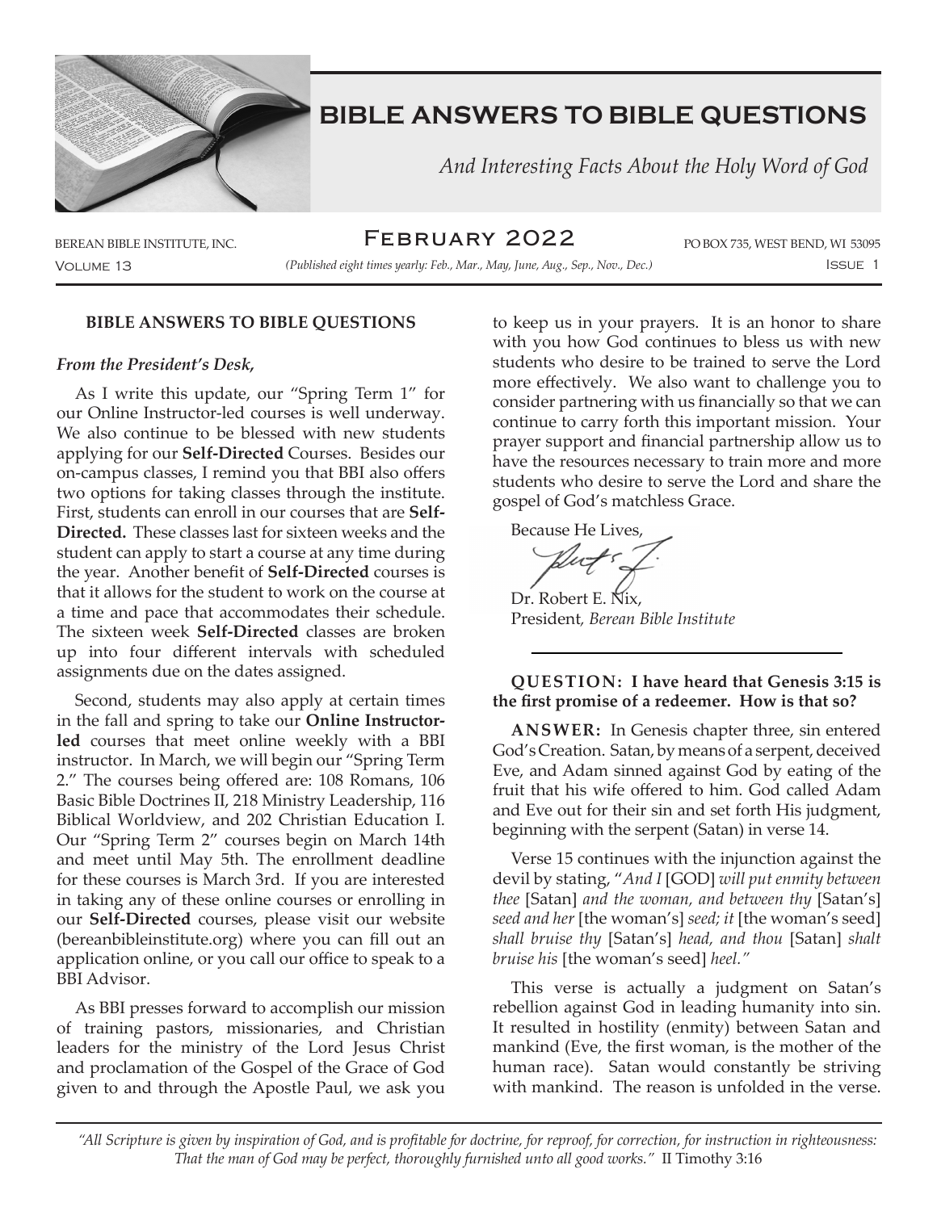# BIBLE ANSWERS TO BIBLE QUESTIONS

*And Interesting Facts About the Holy Word of God*

BEREAN BIBLE INSTITUTE, INC. — February 2022 — PO BOX 735, WEST BEND, WI 53095

Volume 13 — *(Published eight times yearly: Feb., Mar., May, June, Aug., Sep., Nov., Dec.)* — Issue 1

## BIBLE ANSWERS TO BIBLE QUESTIONS

***From the President's Desk,***

As I write this update, our "Spring Term 1" for our Online Instructor-led courses is well underway. We also continue to be blessed with new students applying for our **Self-Directed** Courses. Besides our on-campus classes, I remind you that BBI also offers two options for taking classes through the institute. First, students can enroll in our courses that are **Self-Directed.** These classes last for sixteen weeks and the student can apply to start a course at any time during the year. Another benefit of **Self-Directed** courses is that it allows for the student to work on the course at a time and pace that accommodates their schedule. The sixteen week **Self-Directed** classes are broken up into four different intervals with scheduled assignments due on the dates assigned.

Second, students may also apply at certain times in the fall and spring to take our **Online Instructor-led** courses that meet online weekly with a BBI instructor. In March, we will begin our "Spring Term 2." The courses being offered are: 108 Romans, 106 Basic Bible Doctrines II, 218 Ministry Leadership, 116 Biblical Worldview, and 202 Christian Education I. Our "Spring Term 2" courses begin on March 14th and meet until May 5th. The enrollment deadline for these courses is March 3rd. If you are interested in taking any of these online courses or enrolling in our **Self-Directed** courses, please visit our website (bereanbibleinstitute.org) where you can fill out an application online, or you call our office to speak to a BBI Advisor.

As BBI presses forward to accomplish our mission of training pastors, missionaries, and Christian leaders for the ministry of the Lord Jesus Christ and proclamation of the Gospel of the Grace of God given to and through the Apostle Paul, we ask you to keep us in your prayers. It is an honor to share with you how God continues to bless us with new students who desire to be trained to serve the Lord more effectively. We also want to challenge you to consider partnering with us financially so that we can continue to carry forth this important mission. Your prayer support and financial partnership allow us to have the resources necessary to train more and more students who desire to serve the Lord and share the gospel of God's matchless Grace.

Because He Lives,

Dr. Robert E. Nix,
President, *Berean Bible Institute*

---

**QUESTION: I have heard that Genesis 3:15 is the first promise of a redeemer. How is that so?**

**ANSWER:** In Genesis chapter three, sin entered God's Creation. Satan, by means of a serpent, deceived Eve, and Adam sinned against God by eating of the fruit that his wife offered to him. God called Adam and Eve out for their sin and set forth His judgment, beginning with the serpent (Satan) in verse 14.

Verse 15 continues with the injunction against the devil by stating, "*And I* [GOD] *will put enmity between thee* [Satan] *and the woman, and between thy* [Satan's] *seed and her* [the woman's] *seed; it* [the woman's seed] *shall bruise thy* [Satan's] *head, and thou* [Satan] *shalt bruise his* [the woman's seed] *heel."*

This verse is actually a judgment on Satan's rebellion against God in leading humanity into sin. It resulted in hostility (enmity) between Satan and mankind (Eve, the first woman, is the mother of the human race). Satan would constantly be striving with mankind. The reason is unfolded in the verse.

---

*"All Scripture is given by inspiration of God, and is profitable for doctrine, for reproof, for correction, for instruction in righteousness: That the man of God may be perfect, thoroughly furnished unto all good works."* II Timothy 3:16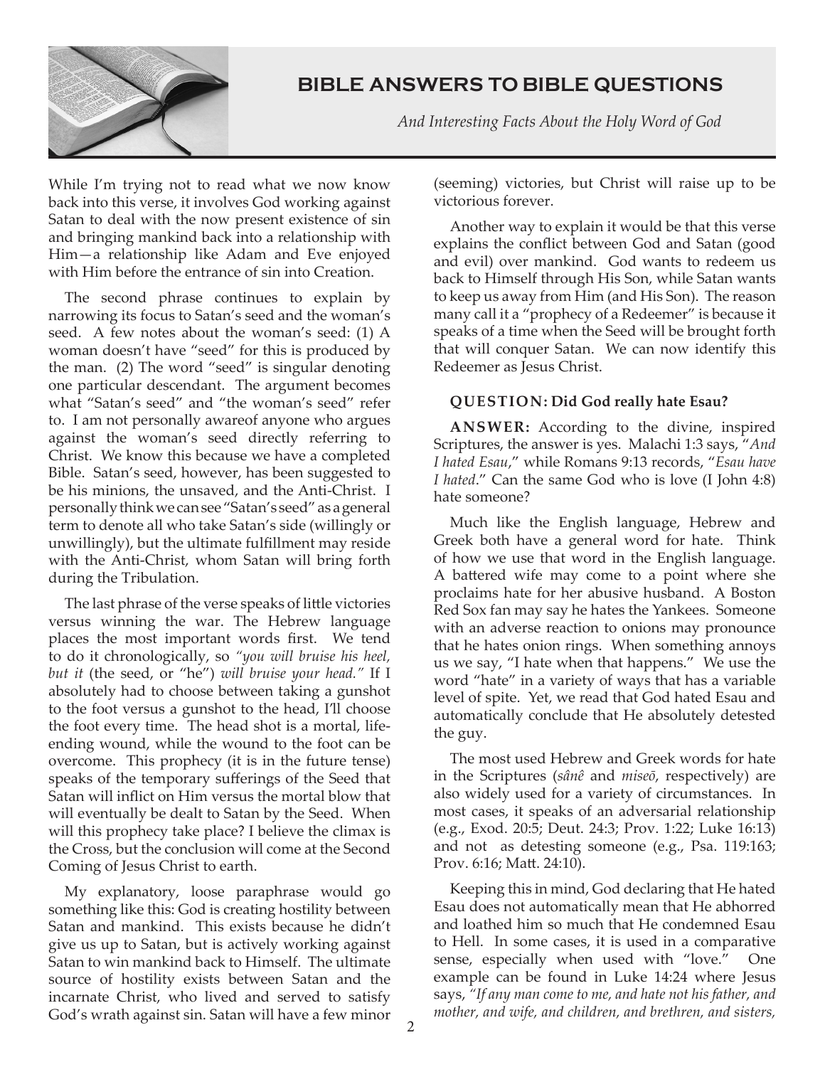While I'm trying not to read what we now know back into this verse, it involves God working against Satan to deal with the now present existence of sin and bringing mankind back into a relationship with Him—a relationship like Adam and Eve enjoyed with Him before the entrance of sin into Creation.

The second phrase continues to explain by narrowing its focus to Satan's seed and the woman's seed. A few notes about the woman's seed: (1) A woman doesn't have "seed" for this is produced by the man. (2) The word "seed" is singular denoting one particular descendant. The argument becomes what "Satan's seed" and "the woman's seed" refer to. I am not personally awareof anyone who argues against the woman's seed directly referring to Christ. We know this because we have a completed Bible. Satan's seed, however, has been suggested to be his minions, the unsaved, and the Anti-Christ. I personally think we can see "Satan's seed" as a general term to denote all who take Satan's side (willingly or unwillingly), but the ultimate fulfillment may reside with the Anti-Christ, whom Satan will bring forth during the Tribulation.

The last phrase of the verse speaks of little victories versus winning the war. The Hebrew language places the most important words first. We tend to do it chronologically, so *"you will bruise his heel, but it* (the seed, or "he") *will bruise your head."* If I absolutely had to choose between taking a gunshot to the foot versus a gunshot to the head, I'll choose the foot every time. The head shot is a mortal, life-ending wound, while the wound to the foot can be overcome. This prophecy (it is in the future tense) speaks of the temporary sufferings of the Seed that Satan will inflict on Him versus the mortal blow that will eventually be dealt to Satan by the Seed. When will this prophecy take place? I believe the climax is the Cross, but the conclusion will come at the Second Coming of Jesus Christ to earth.

My explanatory, loose paraphrase would go something like this: God is creating hostility between Satan and mankind. This exists because he didn't give us up to Satan, but is actively working against Satan to win mankind back to Himself. The ultimate source of hostility exists between Satan and the incarnate Christ, who lived and served to satisfy God's wrath against sin. Satan will have a few minor (seeming) victories, but Christ will raise up to be victorious forever.

Another way to explain it would be that this verse explains the conflict between God and Satan (good and evil) over mankind. God wants to redeem us back to Himself through His Son, while Satan wants to keep us away from Him (and His Son). The reason many call it a "prophecy of a Redeemer" is because it speaks of a time when the Seed will be brought forth that will conquer Satan. We can now identify this Redeemer as Jesus Christ.

**QUESTION: Did God really hate Esau?**

**ANSWER:** According to the divine, inspired Scriptures, the answer is yes. Malachi 1:3 says, "*And I hated Esau*," while Romans 9:13 records, "*Esau have I hated*." Can the same God who is love (I John 4:8) hate someone?

Much like the English language, Hebrew and Greek both have a general word for hate. Think of how we use that word in the English language. A battered wife may come to a point where she proclaims hate for her abusive husband. A Boston Red Sox fan may say he hates the Yankees. Someone with an adverse reaction to onions may pronounce that he hates onion rings. When something annoys us we say, "I hate when that happens." We use the word "hate" in a variety of ways that has a variable level of spite. Yet, we read that God hated Esau and automatically conclude that He absolutely detested the guy.

The most used Hebrew and Greek words for hate in the Scriptures (*sânê* and *miseō*, respectively) are also widely used for a variety of circumstances. In most cases, it speaks of an adversarial relationship (e.g., Exod. 20:5; Deut. 24:3; Prov. 1:22; Luke 16:13) and not as detesting someone (e.g., Psa. 119:163; Prov. 6:16; Matt. 24:10).

Keeping this in mind, God declaring that He hated Esau does not automatically mean that He abhorred and loathed him so much that He condemned Esau to Hell. In some cases, it is used in a comparative sense, especially when used with "love." One example can be found in Luke 14:24 where Jesus says, *"If any man come to me, and hate not his father, and mother, and wife, and children, and brethren, and sisters,*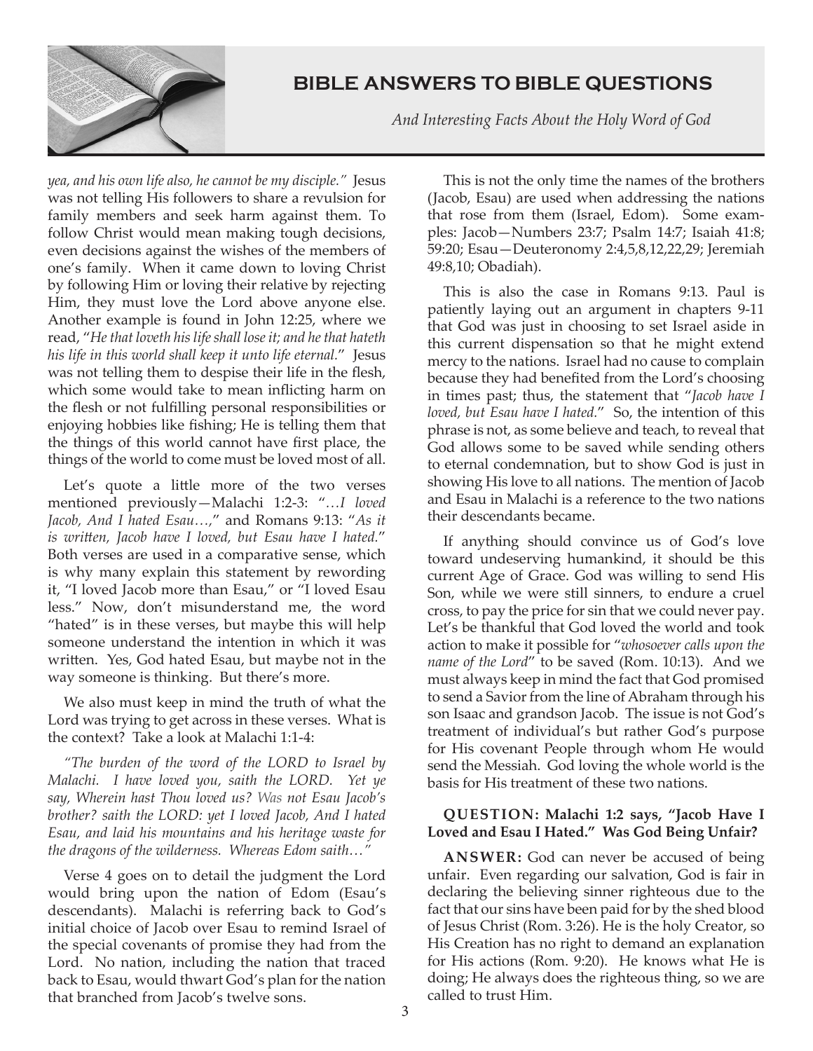*yea, and his own life also, he cannot be my disciple."* Jesus was not telling His followers to share a revulsion for family members and seek harm against them. To follow Christ would mean making tough decisions, even decisions against the wishes of the members of one's family. When it came down to loving Christ by following Him or loving their relative by rejecting Him, they must love the Lord above anyone else. Another example is found in John 12:25, where we read, "*He that loveth his life shall lose it; and he that hateth his life in this world shall keep it unto life eternal*." Jesus was not telling them to despise their life in the flesh, which some would take to mean inflicting harm on the flesh or not fulfilling personal responsibilities or enjoying hobbies like fishing; He is telling them that the things of this world cannot have first place, the things of the world to come must be loved most of all.

Let's quote a little more of the two verses mentioned previously—Malachi 1:2-3: "*…I loved Jacob, And I hated Esau…*," and Romans 9:13: "*As it is written, Jacob have I loved, but Esau have I hated*." Both verses are used in a comparative sense, which is why many explain this statement by rewording it, "I loved Jacob more than Esau," or "I loved Esau less." Now, don't misunderstand me, the word "hated" is in these verses, but maybe this will help someone understand the intention in which it was written. Yes, God hated Esau, but maybe not in the way someone is thinking. But there's more.

We also must keep in mind the truth of what the Lord was trying to get across in these verses. What is the context? Take a look at Malachi 1:1-4:

*"The burden of the word of the LORD to Israel by Malachi. I have loved you, saith the LORD. Yet ye say, Wherein hast Thou loved us?* Was *not Esau Jacob's brother? saith the LORD: yet I loved Jacob, And I hated Esau, and laid his mountains and his heritage waste for the dragons of the wilderness. Whereas Edom saith…"*

Verse 4 goes on to detail the judgment the Lord would bring upon the nation of Edom (Esau's descendants). Malachi is referring back to God's initial choice of Jacob over Esau to remind Israel of the special covenants of promise they had from the Lord. No nation, including the nation that traced back to Esau, would thwart God's plan for the nation that branched from Jacob's twelve sons.

This is not the only time the names of the brothers (Jacob, Esau) are used when addressing the nations that rose from them (Israel, Edom). Some examples: Jacob—Numbers 23:7; Psalm 14:7; Isaiah 41:8; 59:20; Esau—Deuteronomy 2:4,5,8,12,22,29; Jeremiah 49:8,10; Obadiah).

This is also the case in Romans 9:13. Paul is patiently laying out an argument in chapters 9-11 that God was just in choosing to set Israel aside in this current dispensation so that he might extend mercy to the nations. Israel had no cause to complain because they had benefited from the Lord's choosing in times past; thus, the statement that "*Jacob have I loved, but Esau have I hated.*" So, the intention of this phrase is not, as some believe and teach, to reveal that God allows some to be saved while sending others to eternal condemnation, but to show God is just in showing His love to all nations. The mention of Jacob and Esau in Malachi is a reference to the two nations their descendants became.

If anything should convince us of God's love toward undeserving humankind, it should be this current Age of Grace. God was willing to send His Son, while we were still sinners, to endure a cruel cross, to pay the price for sin that we could never pay. Let's be thankful that God loved the world and took action to make it possible for "*whosoever calls upon the name of the Lord*" to be saved (Rom. 10:13). And we must always keep in mind the fact that God promised to send a Savior from the line of Abraham through his son Isaac and grandson Jacob. The issue is not God's treatment of individual's but rather God's purpose for His covenant People through whom He would send the Messiah. God loving the whole world is the basis for His treatment of these two nations.

**QUESTION: Malachi 1:2 says, "Jacob Have I Loved and Esau I Hated." Was God Being Unfair?**

**ANSWER:** God can never be accused of being unfair. Even regarding our salvation, God is fair in declaring the believing sinner righteous due to the fact that our sins have been paid for by the shed blood of Jesus Christ (Rom. 3:26). He is the holy Creator, so His Creation has no right to demand an explanation for His actions (Rom. 9:20). He knows what He is doing; He always does the righteous thing, so we are called to trust Him.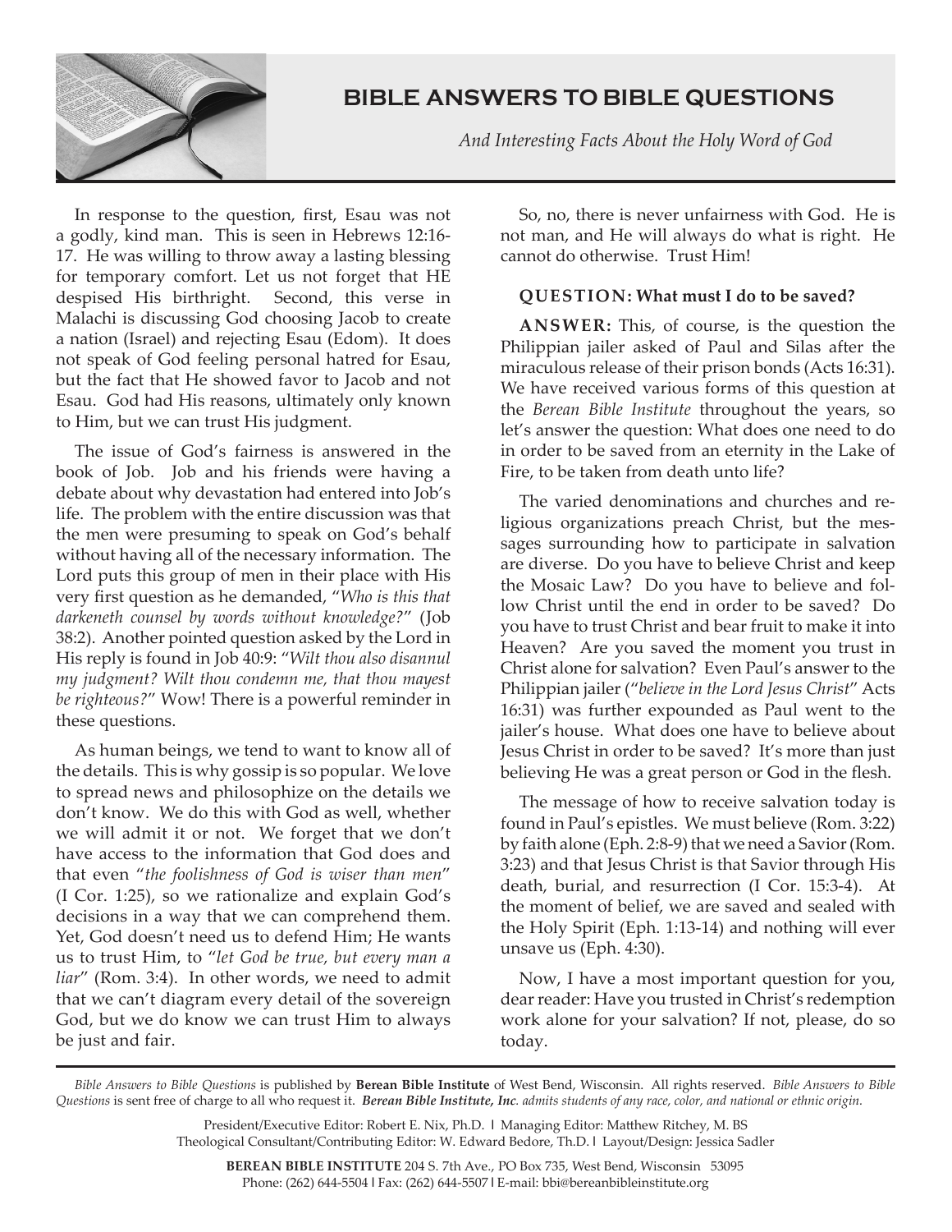# BIBLE ANSWERS TO BIBLE QUESTIONS

*And Interesting Facts About the Holy Word of God*

In response to the question, first, Esau was not a godly, kind man. This is seen in Hebrews 12:16-17. He was willing to throw away a lasting blessing for temporary comfort. Let us not forget that HE despised His birthright. Second, this verse in Malachi is discussing God choosing Jacob to create a nation (Israel) and rejecting Esau (Edom). It does not speak of God feeling personal hatred for Esau, but the fact that He showed favor to Jacob and not Esau. God had His reasons, ultimately only known to Him, but we can trust His judgment.

The issue of God's fairness is answered in the book of Job. Job and his friends were having a debate about why devastation had entered into Job's life. The problem with the entire discussion was that the men were presuming to speak on God's behalf without having all of the necessary information. The Lord puts this group of men in their place with His very first question as he demanded, "*Who is this that darkeneth counsel by words without knowledge?*" (Job 38:2). Another pointed question asked by the Lord in His reply is found in Job 40:9: "*Wilt thou also disannul my judgment? Wilt thou condemn me, that thou mayest be righteous?*" Wow! There is a powerful reminder in these questions.

As human beings, we tend to want to know all of the details. This is why gossip is so popular. We love to spread news and philosophize on the details we don't know. We do this with God as well, whether we will admit it or not. We forget that we don't have access to the information that God does and that even "*the foolishness of God is wiser than men*" (I Cor. 1:25), so we rationalize and explain God's decisions in a way that we can comprehend them. Yet, God doesn't need us to defend Him; He wants us to trust Him, to "*let God be true, but every man a liar*" (Rom. 3:4). In other words, we need to admit that we can't diagram every detail of the sovereign God, but we do know we can trust Him to always be just and fair.

So, no, there is never unfairness with God. He is not man, and He will always do what is right. He cannot do otherwise. Trust Him!

**QUESTION: What must I do to be saved?**

**ANSWER:** This, of course, is the question the Philippian jailer asked of Paul and Silas after the miraculous release of their prison bonds (Acts 16:31). We have received various forms of this question at the *Berean Bible Institute* throughout the years, so let's answer the question: What does one need to do in order to be saved from an eternity in the Lake of Fire, to be taken from death unto life?

The varied denominations and churches and religious organizations preach Christ, but the messages surrounding how to participate in salvation are diverse. Do you have to believe Christ and keep the Mosaic Law? Do you have to believe and follow Christ until the end in order to be saved? Do you have to trust Christ and bear fruit to make it into Heaven? Are you saved the moment you trust in Christ alone for salvation? Even Paul's answer to the Philippian jailer ("*believe in the Lord Jesus Christ*" Acts 16:31) was further expounded as Paul went to the jailer's house. What does one have to believe about Jesus Christ in order to be saved? It's more than just believing He was a great person or God in the flesh.

The message of how to receive salvation today is found in Paul's epistles. We must believe (Rom. 3:22) by faith alone (Eph. 2:8-9) that we need a Savior (Rom. 3:23) and that Jesus Christ is that Savior through His death, burial, and resurrection (I Cor. 15:3-4). At the moment of belief, we are saved and sealed with the Holy Spirit (Eph. 1:13-14) and nothing will ever unsave us (Eph. 4:30).

Now, I have a most important question for you, dear reader: Have you trusted in Christ's redemption work alone for your salvation? If not, please, do so today.

---

*Bible Answers to Bible Questions* is published by **Berean Bible Institute** of West Bend, Wisconsin. All rights reserved. *Bible Answers to Bible Questions* is sent free of charge to all who request it. ***Berean Bible Institute, Inc****. admits students of any race, color, and national or ethnic origin.*

President/Executive Editor: Robert E. Nix, Ph.D. | Managing Editor: Matthew Ritchey, M. BS
Theological Consultant/Contributing Editor: W. Edward Bedore, Th.D. | Layout/Design: Jessica Sadler

**BEREAN BIBLE INSTITUTE** 204 S. 7th Ave., PO Box 735, West Bend, Wisconsin 53095
Phone: (262) 644-5504 | Fax: (262) 644-5507 | E-mail: bbi@bereanbibleinstitute.org